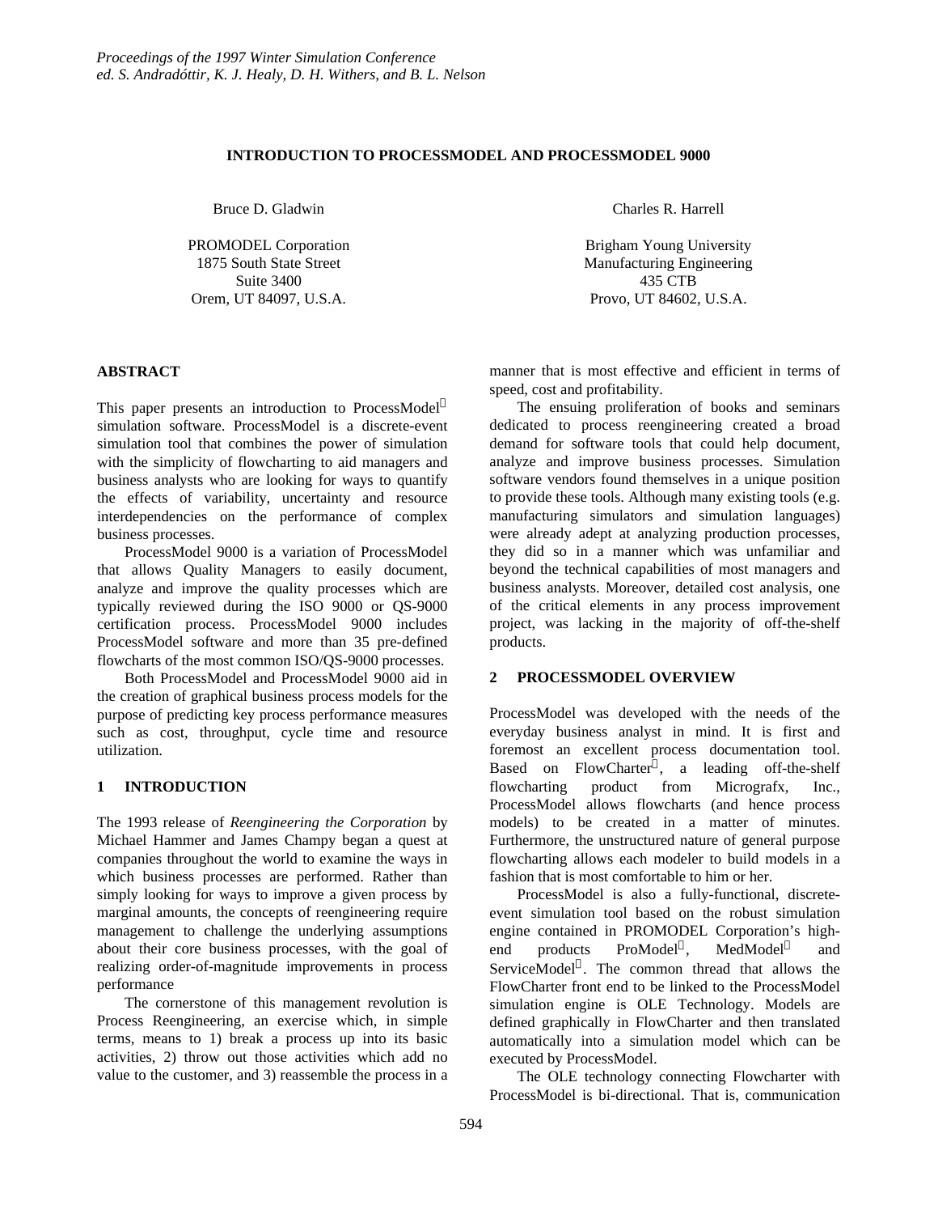# INTRODUCTION TO PROCESSMODEL AND PROCESSMODEL 9000

Bruce D. Gladwin

PROMODEL Corporation
1875 South State Street
Suite 3400
Orem, UT 84097, U.S.A.

Charles R. Harrell

Brigham Young University
Manufacturing Engineering
435 CTB
Provo, UT 84602, U.S.A.

## ABSTRACT

This paper presents an introduction to ProcessModel simulation software. ProcessModel is a discrete-event simulation tool that combines the power of simulation with the simplicity of flowcharting to aid managers and business analysts who are looking for ways to quantify the effects of variability, uncertainty and resource interdependencies on the performance of complex business processes.

ProcessModel 9000 is a variation of ProcessModel that allows Quality Managers to easily document, analyze and improve the quality processes which are typically reviewed during the ISO 9000 or QS-9000 certification process. ProcessModel 9000 includes ProcessModel software and more than 35 pre-defined flowcharts of the most common ISO/QS-9000 processes.

Both ProcessModel and ProcessModel 9000 aid in the creation of graphical business process models for the purpose of predicting key process performance measures such as cost, throughput, cycle time and resource utilization.

## 1 INTRODUCTION

The 1993 release of *Reengineering the Corporation* by Michael Hammer and James Champy began a quest at companies throughout the world to examine the ways in which business processes are performed. Rather than simply looking for ways to improve a given process by marginal amounts, the concepts of reengineering require management to challenge the underlying assumptions about their core business processes, with the goal of realizing order-of-magnitude improvements in process performance

The cornerstone of this management revolution is Process Reengineering, an exercise which, in simple terms, means to 1) break a process up into its basic activities, 2) throw out those activities which add no value to the customer, and 3) reassemble the process in a manner that is most effective and efficient in terms of speed, cost and profitability.

The ensuing proliferation of books and seminars dedicated to process reengineering created a broad demand for software tools that could help document, analyze and improve business processes. Simulation software vendors found themselves in a unique position to provide these tools. Although many existing tools (e.g. manufacturing simulators and simulation languages) were already adept at analyzing production processes, they did so in a manner which was unfamiliar and beyond the technical capabilities of most managers and business analysts. Moreover, detailed cost analysis, one of the critical elements in any process improvement project, was lacking in the majority of off-the-shelf products.

## 2 PROCESSMODEL OVERVIEW

ProcessModel was developed with the needs of the everyday business analyst in mind. It is first and foremost an excellent process documentation tool. Based on FlowCharter, a leading off-the-shelf flowcharting product from Micrografx, Inc., ProcessModel allows flowcharts (and hence process models) to be created in a matter of minutes. Furthermore, the unstructured nature of general purpose flowcharting allows each modeler to build models in a fashion that is most comfortable to him or her.

ProcessModel is also a fully-functional, discrete-event simulation tool based on the robust simulation engine contained in PROMODEL Corporation's high-end products ProModel, MedModel and ServiceModel. The common thread that allows the FlowCharter front end to be linked to the ProcessModel simulation engine is OLE Technology. Models are defined graphically in FlowCharter and then translated automatically into a simulation model which can be executed by ProcessModel.

The OLE technology connecting Flowcharter with ProcessModel is bi-directional. That is, communication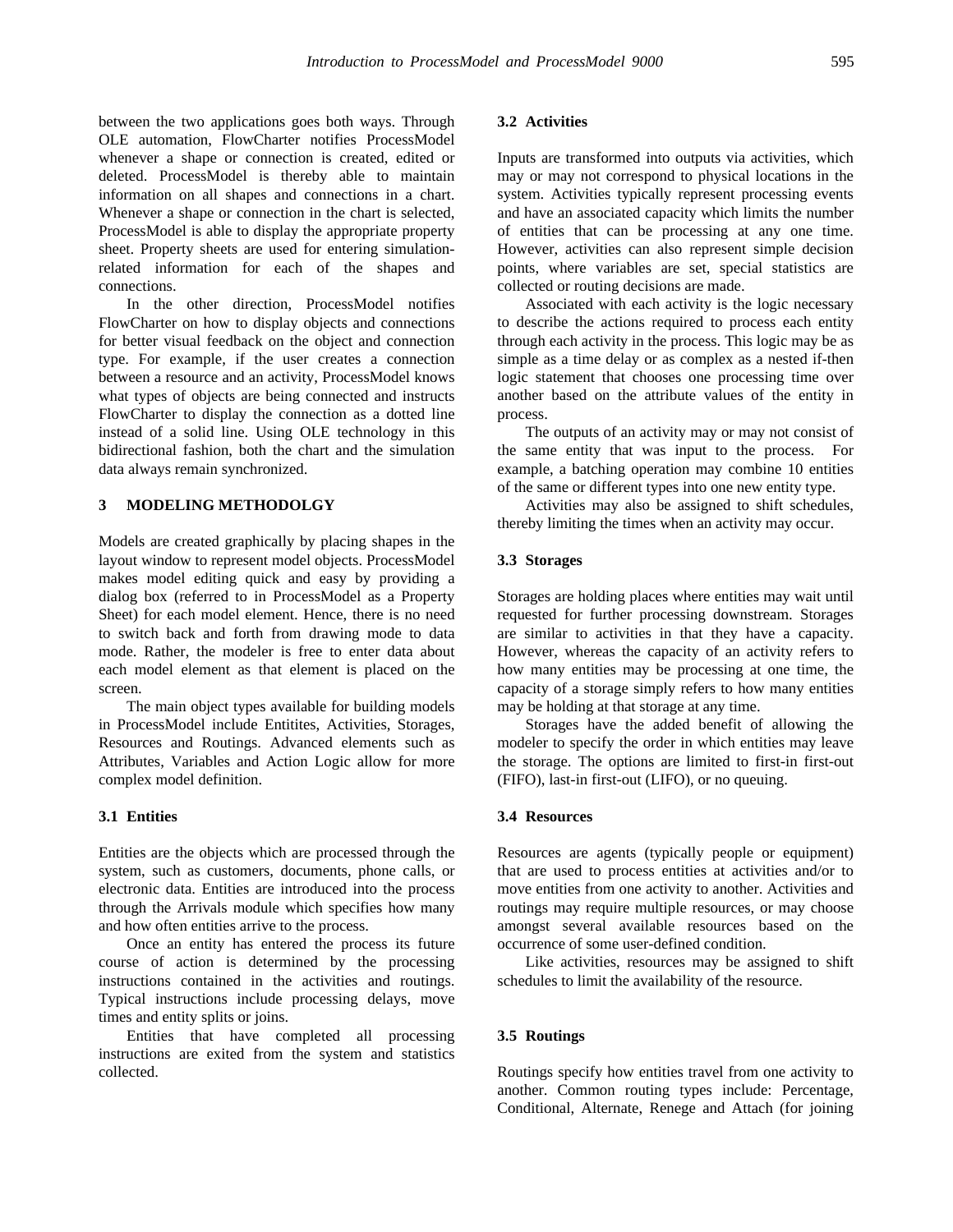between the two applications goes both ways. Through OLE automation, FlowCharter notifies ProcessModel whenever a shape or connection is created, edited or deleted. ProcessModel is thereby able to maintain information on all shapes and connections in a chart. Whenever a shape or connection in the chart is selected, ProcessModel is able to display the appropriate property sheet. Property sheets are used for entering simulation-related information for each of the shapes and connections.

In the other direction, ProcessModel notifies FlowCharter on how to display objects and connections for better visual feedback on the object and connection type. For example, if the user creates a connection between a resource and an activity, ProcessModel knows what types of objects are being connected and instructs FlowCharter to display the connection as a dotted line instead of a solid line. Using OLE technology in this bidirectional fashion, both the chart and the simulation data always remain synchronized.

## 3 MODELING METHODOLGY

Models are created graphically by placing shapes in the layout window to represent model objects. ProcessModel makes model editing quick and easy by providing a dialog box (referred to in ProcessModel as a Property Sheet) for each model element. Hence, there is no need to switch back and forth from drawing mode to data mode. Rather, the modeler is free to enter data about each model element as that element is placed on the screen.

The main object types available for building models in ProcessModel include Entitites, Activities, Storages, Resources and Routings. Advanced elements such as Attributes, Variables and Action Logic allow for more complex model definition.

### 3.1 Entities

Entities are the objects which are processed through the system, such as customers, documents, phone calls, or electronic data. Entities are introduced into the process through the Arrivals module which specifies how many and how often entities arrive to the process.

Once an entity has entered the process its future course of action is determined by the processing instructions contained in the activities and routings. Typical instructions include processing delays, move times and entity splits or joins.

Entities that have completed all processing instructions are exited from the system and statistics collected.

### 3.2 Activities

Inputs are transformed into outputs via activities, which may or may not correspond to physical locations in the system. Activities typically represent processing events and have an associated capacity which limits the number of entities that can be processing at any one time. However, activities can also represent simple decision points, where variables are set, special statistics are collected or routing decisions are made.

Associated with each activity is the logic necessary to describe the actions required to process each entity through each activity in the process. This logic may be as simple as a time delay or as complex as a nested if-then logic statement that chooses one processing time over another based on the attribute values of the entity in process.

The outputs of an activity may or may not consist of the same entity that was input to the process. For example, a batching operation may combine 10 entities of the same or different types into one new entity type.

Activities may also be assigned to shift schedules, thereby limiting the times when an activity may occur.

### 3.3 Storages

Storages are holding places where entities may wait until requested for further processing downstream. Storages are similar to activities in that they have a capacity. However, whereas the capacity of an activity refers to how many entities may be processing at one time, the capacity of a storage simply refers to how many entities may be holding at that storage at any time.

Storages have the added benefit of allowing the modeler to specify the order in which entities may leave the storage. The options are limited to first-in first-out (FIFO), last-in first-out (LIFO), or no queuing.

### 3.4 Resources

Resources are agents (typically people or equipment) that are used to process entities at activities and/or to move entities from one activity to another. Activities and routings may require multiple resources, or may choose amongst several available resources based on the occurrence of some user-defined condition.

Like activities, resources may be assigned to shift schedules to limit the availability of the resource.

### 3.5 Routings

Routings specify how entities travel from one activity to another. Common routing types include: Percentage, Conditional, Alternate, Renege and Attach (for joining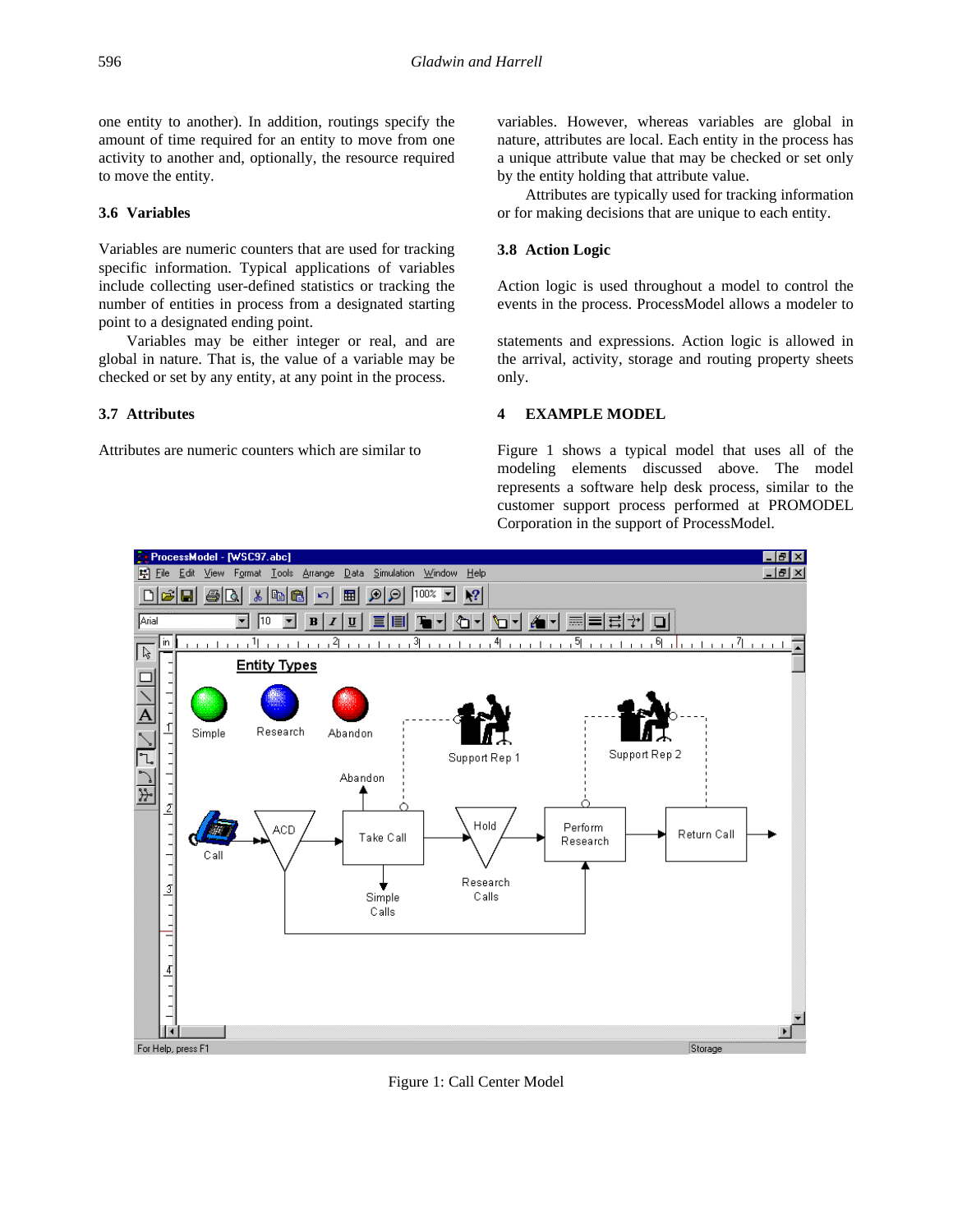one entity to another). In addition, routings specify the amount of time required for an entity to move from one activity to another and, optionally, the resource required to move the entity.

### 3.6 Variables

Variables are numeric counters that are used for tracking specific information. Typical applications of variables include collecting user-defined statistics or tracking the number of entities in process from a designated starting point to a designated ending point.

Variables may be either integer or real, and are global in nature. That is, the value of a variable may be checked or set by any entity, at any point in the process.

### 3.7 Attributes

Attributes are numeric counters which are similar to variables. However, whereas variables are global in nature, attributes are local. Each entity in the process has a unique attribute value that may be checked or set only by the entity holding that attribute value.

Attributes are typically used for tracking information or for making decisions that are unique to each entity.

### 3.8 Action Logic

Action logic is used throughout a model to control the events in the process. ProcessModel allows a modeler to

statements and expressions. Action logic is allowed in the arrival, activity, storage and routing property sheets only.

## 4 EXAMPLE MODEL

Figure 1 shows a typical model that uses all of the modeling elements discussed above. The model represents a software help desk process, similar to the customer support process performed at PROMODEL Corporation in the support of ProcessModel.

Figure 1: Call Center Model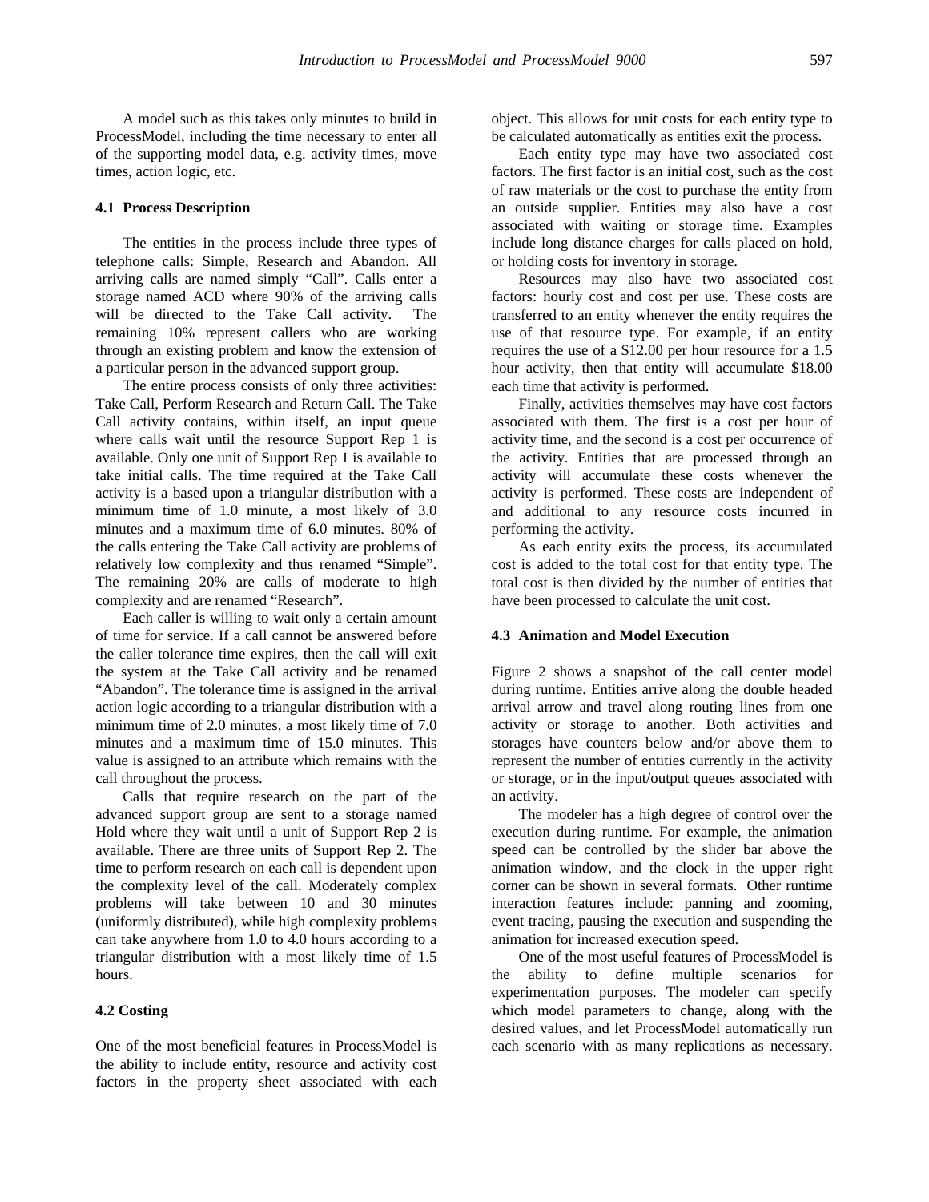A model such as this takes only minutes to build in ProcessModel, including the time necessary to enter all of the supporting model data, e.g. activity times, move times, action logic, etc.

### 4.1 Process Description

The entities in the process include three types of telephone calls: Simple, Research and Abandon. All arriving calls are named simply "Call". Calls enter a storage named ACD where 90% of the arriving calls will be directed to the Take Call activity. The remaining 10% represent callers who are working through an existing problem and know the extension of a particular person in the advanced support group.

The entire process consists of only three activities: Take Call, Perform Research and Return Call. The Take Call activity contains, within itself, an input queue where calls wait until the resource Support Rep 1 is available. Only one unit of Support Rep 1 is available to take initial calls. The time required at the Take Call activity is a based upon a triangular distribution with a minimum time of 1.0 minute, a most likely of 3.0 minutes and a maximum time of 6.0 minutes. 80% of the calls entering the Take Call activity are problems of relatively low complexity and thus renamed "Simple". The remaining 20% are calls of moderate to high complexity and are renamed "Research".

Each caller is willing to wait only a certain amount of time for service. If a call cannot be answered before the caller tolerance time expires, then the call will exit the system at the Take Call activity and be renamed "Abandon". The tolerance time is assigned in the arrival action logic according to a triangular distribution with a minimum time of 2.0 minutes, a most likely time of 7.0 minutes and a maximum time of 15.0 minutes. This value is assigned to an attribute which remains with the call throughout the process.

Calls that require research on the part of the advanced support group are sent to a storage named Hold where they wait until a unit of Support Rep 2 is available. There are three units of Support Rep 2. The time to perform research on each call is dependent upon the complexity level of the call. Moderately complex problems will take between 10 and 30 minutes (uniformly distributed), while high complexity problems can take anywhere from 1.0 to 4.0 hours according to a triangular distribution with a most likely time of 1.5 hours.

### 4.2 Costing

One of the most beneficial features in ProcessModel is the ability to include entity, resource and activity cost factors in the property sheet associated with each object. This allows for unit costs for each entity type to be calculated automatically as entities exit the process.

Each entity type may have two associated cost factors. The first factor is an initial cost, such as the cost of raw materials or the cost to purchase the entity from an outside supplier. Entities may also have a cost associated with waiting or storage time. Examples include long distance charges for calls placed on hold, or holding costs for inventory in storage.

Resources may also have two associated cost factors: hourly cost and cost per use. These costs are transferred to an entity whenever the entity requires the use of that resource type. For example, if an entity requires the use of a $12.00 per hour resource for a 1.5 hour activity, then that entity will accumulate $18.00 each time that activity is performed.

Finally, activities themselves may have cost factors associated with them. The first is a cost per hour of activity time, and the second is a cost per occurrence of the activity. Entities that are processed through an activity will accumulate these costs whenever the activity is performed. These costs are independent of and additional to any resource costs incurred in performing the activity.

As each entity exits the process, its accumulated cost is added to the total cost for that entity type. The total cost is then divided by the number of entities that have been processed to calculate the unit cost.

### 4.3 Animation and Model Execution

Figure 2 shows a snapshot of the call center model during runtime. Entities arrive along the double headed arrival arrow and travel along routing lines from one activity or storage to another. Both activities and storages have counters below and/or above them to represent the number of entities currently in the activity or storage, or in the input/output queues associated with an activity.

The modeler has a high degree of control over the execution during runtime. For example, the animation speed can be controlled by the slider bar above the animation window, and the clock in the upper right corner can be shown in several formats. Other runtime interaction features include: panning and zooming, event tracing, pausing the execution and suspending the animation for increased execution speed.

One of the most useful features of ProcessModel is the ability to define multiple scenarios for experimentation purposes. The modeler can specify which model parameters to change, along with the desired values, and let ProcessModel automatically run each scenario with as many replications as necessary.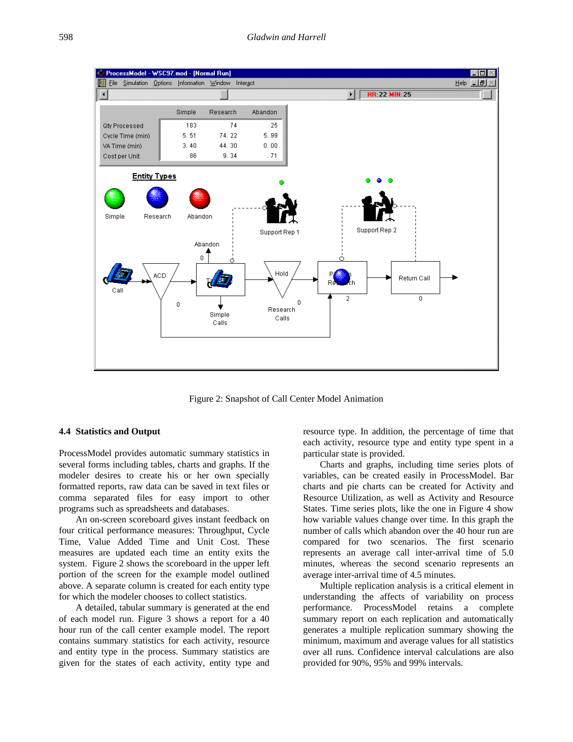Figure 2: Snapshot of Call Center Model Animation

### 4.4 Statistics and Output

ProcessModel provides automatic summary statistics in several forms including tables, charts and graphs. If the modeler desires to create his or her own specially formatted reports, raw data can be saved in text files or comma separated files for easy import to other programs such as spreadsheets and databases.

An on-screen scoreboard gives instant feedback on four critical performance measures: Throughput, Cycle Time, Value Added Time and Unit Cost. These measures are updated each time an entity exits the system. Figure 2 shows the scoreboard in the upper left portion of the screen for the example model outlined above. A separate column is created for each entity type for which the modeler chooses to collect statistics.

A detailed, tabular summary is generated at the end of each model run. Figure 3 shows a report for a 40 hour run of the call center example model. The report contains summary statistics for each activity, resource and entity type in the process. Summary statistics are given for the states of each activity, entity type and resource type. In addition, the percentage of time that each activity, resource type and entity type spent in a particular state is provided.

Charts and graphs, including time series plots of variables, can be created easily in ProcessModel. Bar charts and pie charts can be created for Activity and Resource Utilization, as well as Activity and Resource States. Time series plots, like the one in Figure 4 show how variable values change over time. In this graph the number of calls which abandon over the 40 hour run are compared for two scenarios. The first scenario represents an average call inter-arrival time of 5.0 minutes, whereas the second scenario represents an average inter-arrival time of 4.5 minutes.

Multiple replication analysis is a critical element in understanding the affects of variability on process performance. ProcessModel retains a complete summary report on each replication and automatically generates a multiple replication summary showing the minimum, maximum and average values for all statistics over all runs. Confidence interval calculations are also provided for 90%, 95% and 99% intervals.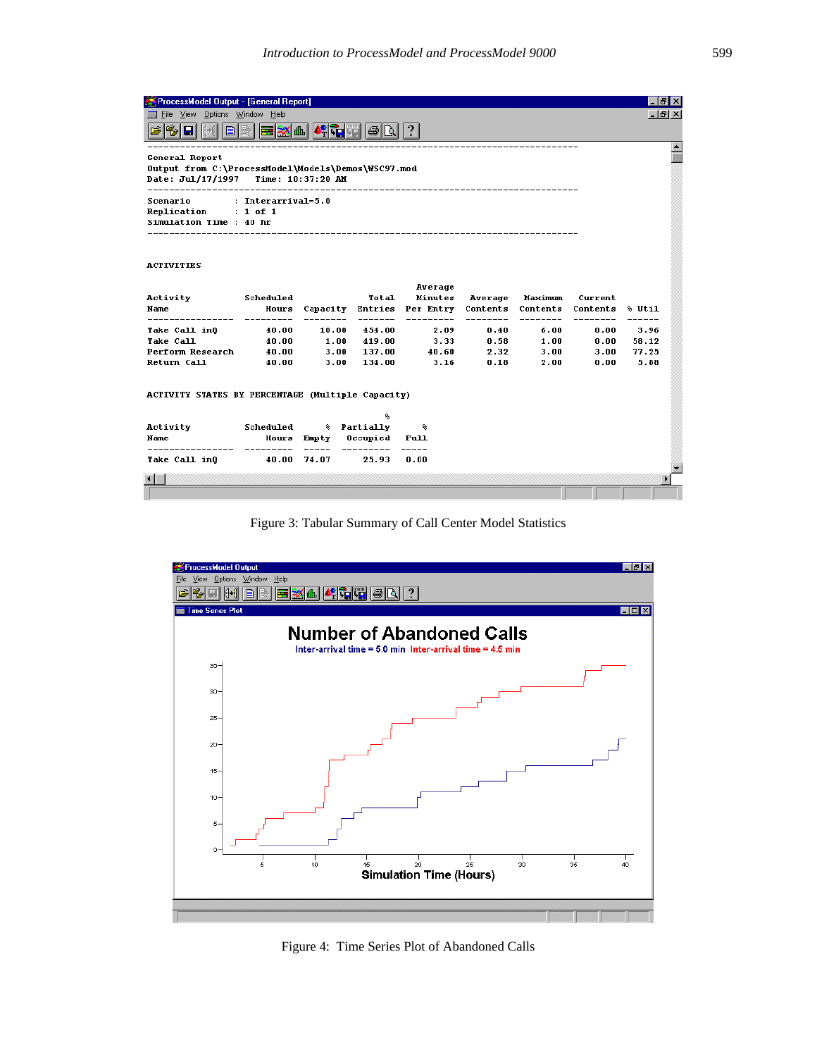```
--------------------------------------------------------------------------------
General Report
Output from C:\ProcessModel\Models\Demos\WSC97.mod
Date: Jul/17/1997    Time: 10:37:20 AM
--------------------------------------------------------------------------------
Scenario        : Interarrival=5.0
Replication     : 1 of 1
Simulation Time : 40 hr
--------------------------------------------------------------------------------


ACTIVITIES

                                                     Average
Activity          Scheduled            Total        Minutes    Average   Maximum   Current
Name                  Hours Capacity Entries      Per Entry   Contents  Contents  Contents   % Util
---------------- ---------  -------- -------  ----------  --------  --------  --------   ------
Take Call inQ        40.00     10.00  454.00        2.09      0.40      6.00      0.00     3.96
Take Call            40.00      1.00  419.00        3.33      0.58      1.00      0.00    58.12
Perform Research     40.00      3.00  137.00       40.60      2.32      3.00      3.00    77.25
Return Call          40.00      3.00  134.00        3.16      0.18      2.00      0.00     5.88


ACTIVITY STATES BY PERCENTAGE (Multiple Capacity)

                                          %
Activity          Scheduled      %   Partially      %
Name                  Hours  Empty    Occupied   Full
---------------- ---------  -----  ---------  -----
Take Call inQ        40.00  74.07      25.93   0.00
```

Figure 3: Tabular Summary of Call Center Model Statistics

Figure 4: Time Series Plot of Abandoned Calls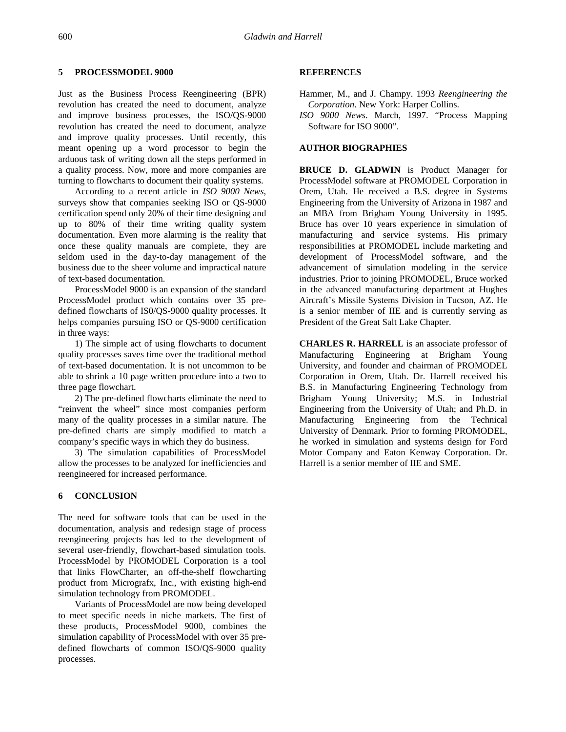## 5 PROCESSMODEL 9000

Just as the Business Process Reengineering (BPR) revolution has created the need to document, analyze and improve business processes, the ISO/QS-9000 revolution has created the need to document, analyze and improve quality processes. Until recently, this meant opening up a word processor to begin the arduous task of writing down all the steps performed in a quality process. Now, more and more companies are turning to flowcharts to document their quality systems.

According to a recent article in *ISO 9000 News*, surveys show that companies seeking ISO or QS-9000 certification spend only 20% of their time designing and up to 80% of their time writing quality system documentation. Even more alarming is the reality that once these quality manuals are complete, they are seldom used in the day-to-day management of the business due to the sheer volume and impractical nature of text-based documentation.

ProcessModel 9000 is an expansion of the standard ProcessModel product which contains over 35 pre-defined flowcharts of IS0/QS-9000 quality processes. It helps companies pursuing ISO or QS-9000 certification in three ways:

1) The simple act of using flowcharts to document quality processes saves time over the traditional method of text-based documentation. It is not uncommon to be able to shrink a 10 page written procedure into a two to three page flowchart.

2) The pre-defined flowcharts eliminate the need to "reinvent the wheel" since most companies perform many of the quality processes in a similar nature. The pre-defined charts are simply modified to match a company's specific ways in which they do business.

3) The simulation capabilities of ProcessModel allow the processes to be analyzed for inefficiencies and reengineered for increased performance.

## 6 CONCLUSION

The need for software tools that can be used in the documentation, analysis and redesign stage of process reengineering projects has led to the development of several user-friendly, flowchart-based simulation tools. ProcessModel by PROMODEL Corporation is a tool that links FlowCharter, an off-the-shelf flowcharting product from Micrografx, Inc., with existing high-end simulation technology from PROMODEL.

Variants of ProcessModel are now being developed to meet specific needs in niche markets. The first of these products, ProcessModel 9000, combines the simulation capability of ProcessModel with over 35 pre-defined flowcharts of common ISO/QS-9000 quality processes.

## REFERENCES

Hammer, M., and J. Champy. 1993 *Reengineering the Corporation*. New York: Harper Collins.

*ISO 9000 News*. March, 1997. "Process Mapping Software for ISO 9000".

## AUTHOR BIOGRAPHIES

**BRUCE D. GLADWIN** is Product Manager for ProcessModel software at PROMODEL Corporation in Orem, Utah. He received a B.S. degree in Systems Engineering from the University of Arizona in 1987 and an MBA from Brigham Young University in 1995. Bruce has over 10 years experience in simulation of manufacturing and service systems. His primary responsibilities at PROMODEL include marketing and development of ProcessModel software, and the advancement of simulation modeling in the service industries. Prior to joining PROMODEL, Bruce worked in the advanced manufacturing department at Hughes Aircraft's Missile Systems Division in Tucson, AZ. He is a senior member of IIE and is currently serving as President of the Great Salt Lake Chapter.

**CHARLES R. HARRELL** is an associate professor of Manufacturing Engineering at Brigham Young University, and founder and chairman of PROMODEL Corporation in Orem, Utah. Dr. Harrell received his B.S. in Manufacturing Engineering Technology from Brigham Young University; M.S. in Industrial Engineering from the University of Utah; and Ph.D. in Manufacturing Engineering from the Technical University of Denmark. Prior to forming PROMODEL, he worked in simulation and systems design for Ford Motor Company and Eaton Kenway Corporation. Dr. Harrell is a senior member of IIE and SME.